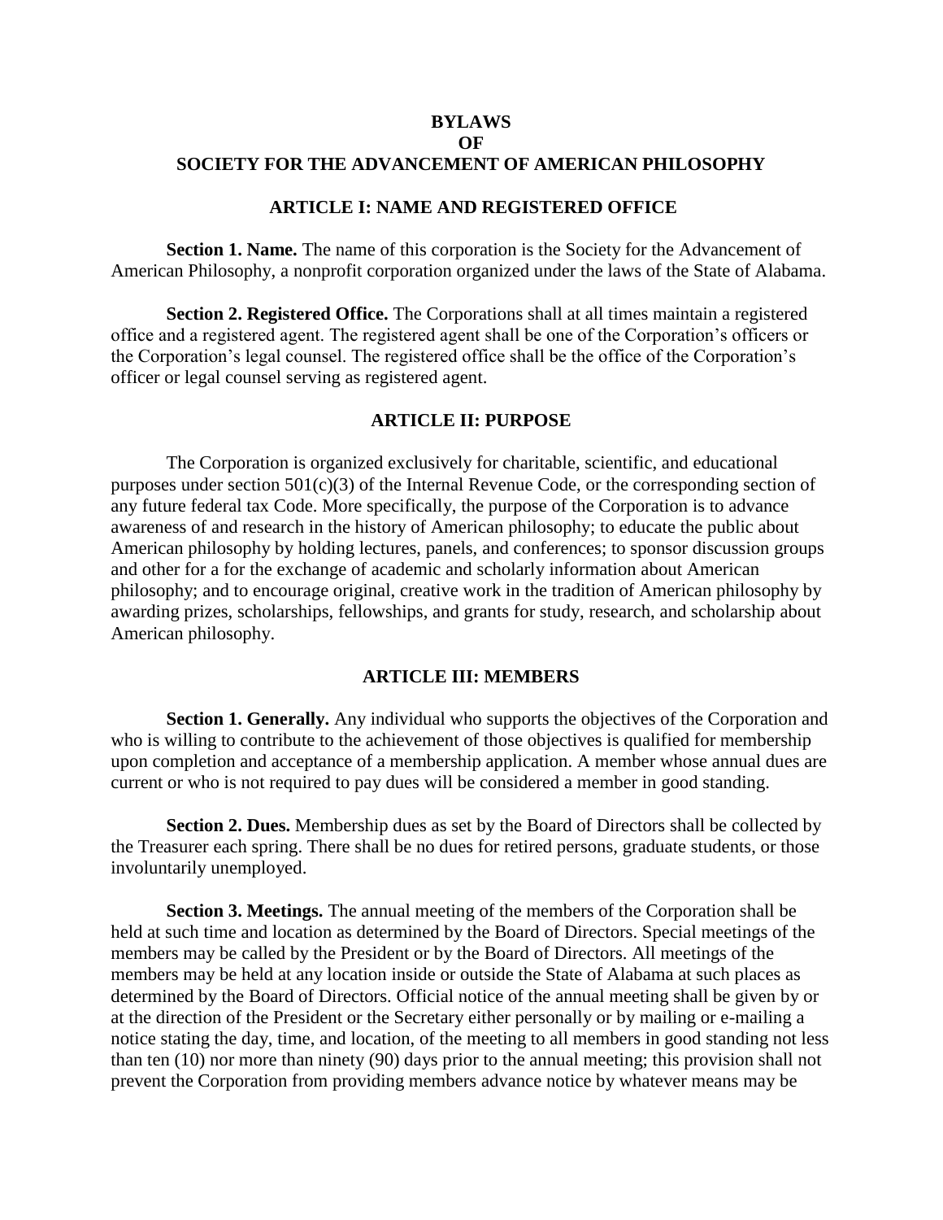# BYLAWS
# OF
# SOCIETY FOR THE ADVANCEMENT OF AMERICAN PHILOSOPHY

## ARTICLE I: NAME AND REGISTERED OFFICE

**Section 1. Name.** The name of this corporation is the Society for the Advancement of American Philosophy, a nonprofit corporation organized under the laws of the State of Alabama.

**Section 2. Registered Office.** The Corporations shall at all times maintain a registered office and a registered agent. The registered agent shall be one of the Corporation's officers or the Corporation's legal counsel. The registered office shall be the office of the Corporation's officer or legal counsel serving as registered agent.

## ARTICLE II: PURPOSE

The Corporation is organized exclusively for charitable, scientific, and educational purposes under section 501(c)(3) of the Internal Revenue Code, or the corresponding section of any future federal tax Code. More specifically, the purpose of the Corporation is to advance awareness of and research in the history of American philosophy; to educate the public about American philosophy by holding lectures, panels, and conferences; to sponsor discussion groups and other for a for the exchange of academic and scholarly information about American philosophy; and to encourage original, creative work in the tradition of American philosophy by awarding prizes, scholarships, fellowships, and grants for study, research, and scholarship about American philosophy.

## ARTICLE III: MEMBERS

**Section 1. Generally.** Any individual who supports the objectives of the Corporation and who is willing to contribute to the achievement of those objectives is qualified for membership upon completion and acceptance of a membership application. A member whose annual dues are current or who is not required to pay dues will be considered a member in good standing.

**Section 2. Dues.** Membership dues as set by the Board of Directors shall be collected by the Treasurer each spring. There shall be no dues for retired persons, graduate students, or those involuntarily unemployed.

**Section 3. Meetings.** The annual meeting of the members of the Corporation shall be held at such time and location as determined by the Board of Directors. Special meetings of the members may be called by the President or by the Board of Directors. All meetings of the members may be held at any location inside or outside the State of Alabama at such places as determined by the Board of Directors. Official notice of the annual meeting shall be given by or at the direction of the President or the Secretary either personally or by mailing or e-mailing a notice stating the day, time, and location, of the meeting to all members in good standing not less than ten (10) nor more than ninety (90) days prior to the annual meeting; this provision shall not prevent the Corporation from providing members advance notice by whatever means may be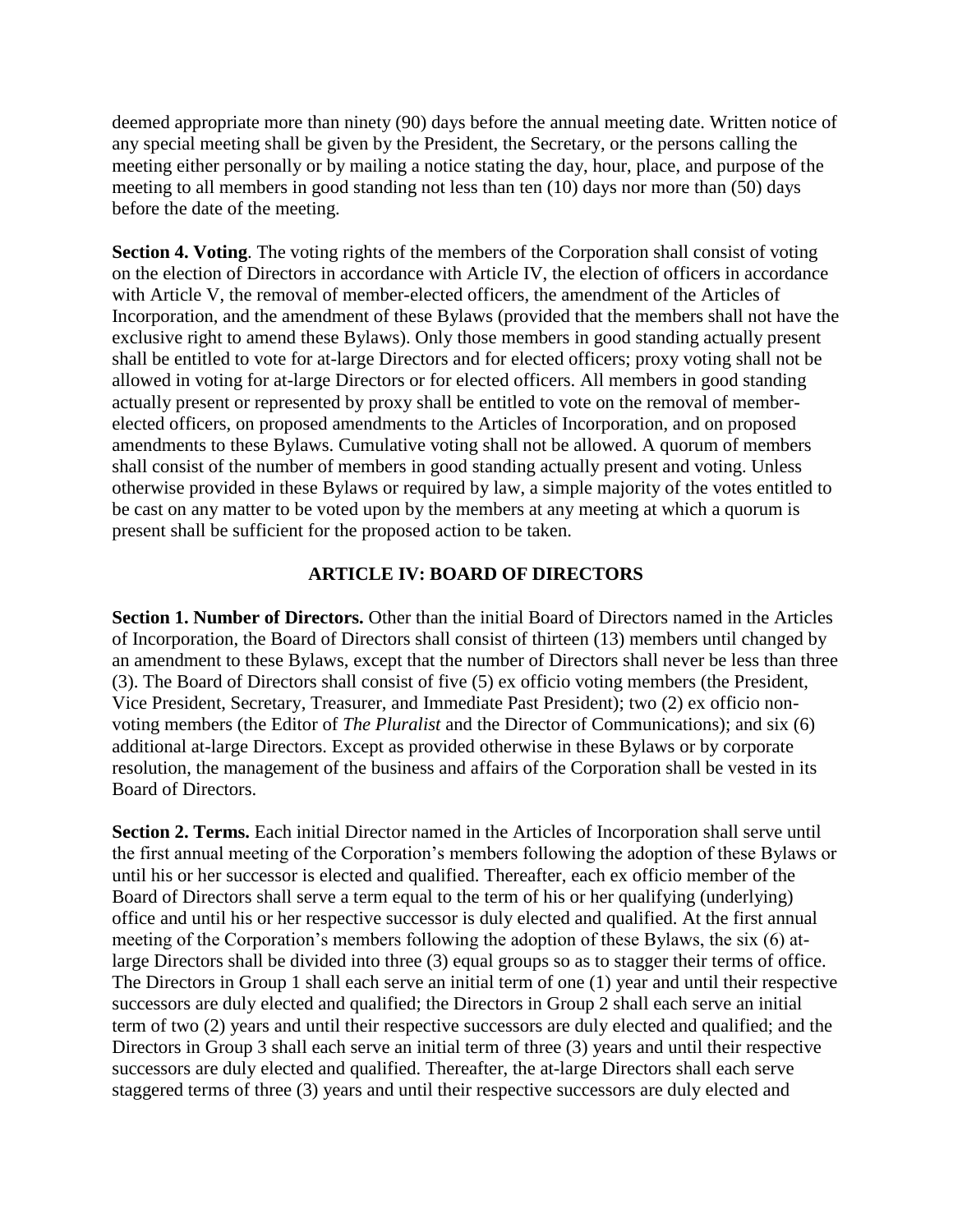deemed appropriate more than ninety (90) days before the annual meeting date. Written notice of any special meeting shall be given by the President, the Secretary, or the persons calling the meeting either personally or by mailing a notice stating the day, hour, place, and purpose of the meeting to all members in good standing not less than ten (10) days nor more than (50) days before the date of the meeting.

**Section 4. Voting**. The voting rights of the members of the Corporation shall consist of voting on the election of Directors in accordance with Article IV, the election of officers in accordance with Article V, the removal of member-elected officers, the amendment of the Articles of Incorporation, and the amendment of these Bylaws (provided that the members shall not have the exclusive right to amend these Bylaws). Only those members in good standing actually present shall be entitled to vote for at-large Directors and for elected officers; proxy voting shall not be allowed in voting for at-large Directors or for elected officers. All members in good standing actually present or represented by proxy shall be entitled to vote on the removal of member-elected officers, on proposed amendments to the Articles of Incorporation, and on proposed amendments to these Bylaws. Cumulative voting shall not be allowed. A quorum of members shall consist of the number of members in good standing actually present and voting. Unless otherwise provided in these Bylaws or required by law, a simple majority of the votes entitled to be cast on any matter to be voted upon by the members at any meeting at which a quorum is present shall be sufficient for the proposed action to be taken.

## ARTICLE IV: BOARD OF DIRECTORS

**Section 1. Number of Directors.** Other than the initial Board of Directors named in the Articles of Incorporation, the Board of Directors shall consist of thirteen (13) members until changed by an amendment to these Bylaws, except that the number of Directors shall never be less than three (3). The Board of Directors shall consist of five (5) ex officio voting members (the President, Vice President, Secretary, Treasurer, and Immediate Past President); two (2) ex officio non-voting members (the Editor of *The Pluralist* and the Director of Communications); and six (6) additional at-large Directors. Except as provided otherwise in these Bylaws or by corporate resolution, the management of the business and affairs of the Corporation shall be vested in its Board of Directors.

**Section 2. Terms.** Each initial Director named in the Articles of Incorporation shall serve until the first annual meeting of the Corporation's members following the adoption of these Bylaws or until his or her successor is elected and qualified. Thereafter, each ex officio member of the Board of Directors shall serve a term equal to the term of his or her qualifying (underlying) office and until his or her respective successor is duly elected and qualified. At the first annual meeting of the Corporation's members following the adoption of these Bylaws, the six (6) at-large Directors shall be divided into three (3) equal groups so as to stagger their terms of office. The Directors in Group 1 shall each serve an initial term of one (1) year and until their respective successors are duly elected and qualified; the Directors in Group 2 shall each serve an initial term of two (2) years and until their respective successors are duly elected and qualified; and the Directors in Group 3 shall each serve an initial term of three (3) years and until their respective successors are duly elected and qualified. Thereafter, the at-large Directors shall each serve staggered terms of three (3) years and until their respective successors are duly elected and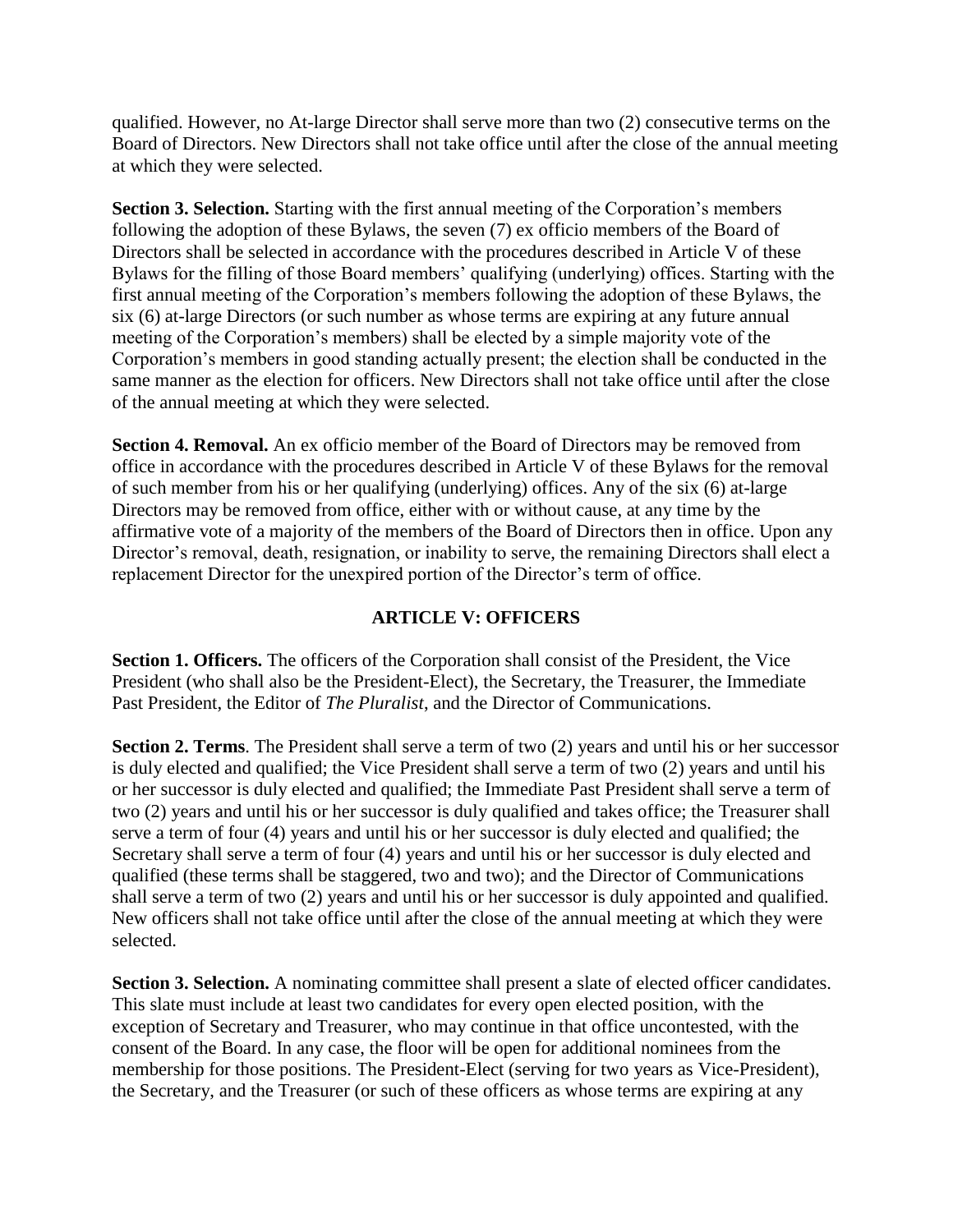qualified. However, no At-large Director shall serve more than two (2) consecutive terms on the Board of Directors. New Directors shall not take office until after the close of the annual meeting at which they were selected.

**Section 3. Selection.** Starting with the first annual meeting of the Corporation's members following the adoption of these Bylaws, the seven (7) ex officio members of the Board of Directors shall be selected in accordance with the procedures described in Article V of these Bylaws for the filling of those Board members' qualifying (underlying) offices. Starting with the first annual meeting of the Corporation's members following the adoption of these Bylaws, the six (6) at-large Directors (or such number as whose terms are expiring at any future annual meeting of the Corporation's members) shall be elected by a simple majority vote of the Corporation's members in good standing actually present; the election shall be conducted in the same manner as the election for officers. New Directors shall not take office until after the close of the annual meeting at which they were selected.

**Section 4. Removal.** An ex officio member of the Board of Directors may be removed from office in accordance with the procedures described in Article V of these Bylaws for the removal of such member from his or her qualifying (underlying) offices. Any of the six (6) at-large Directors may be removed from office, either with or without cause, at any time by the affirmative vote of a majority of the members of the Board of Directors then in office. Upon any Director's removal, death, resignation, or inability to serve, the remaining Directors shall elect a replacement Director for the unexpired portion of the Director's term of office.

## ARTICLE V: OFFICERS

**Section 1. Officers.** The officers of the Corporation shall consist of the President, the Vice President (who shall also be the President-Elect), the Secretary, the Treasurer, the Immediate Past President, the Editor of *The Pluralist*, and the Director of Communications.

**Section 2. Terms**. The President shall serve a term of two (2) years and until his or her successor is duly elected and qualified; the Vice President shall serve a term of two (2) years and until his or her successor is duly elected and qualified; the Immediate Past President shall serve a term of two (2) years and until his or her successor is duly qualified and takes office; the Treasurer shall serve a term of four (4) years and until his or her successor is duly elected and qualified; the Secretary shall serve a term of four (4) years and until his or her successor is duly elected and qualified (these terms shall be staggered, two and two); and the Director of Communications shall serve a term of two (2) years and until his or her successor is duly appointed and qualified. New officers shall not take office until after the close of the annual meeting at which they were selected.

**Section 3. Selection.** A nominating committee shall present a slate of elected officer candidates. This slate must include at least two candidates for every open elected position, with the exception of Secretary and Treasurer, who may continue in that office uncontested, with the consent of the Board. In any case, the floor will be open for additional nominees from the membership for those positions. The President-Elect (serving for two years as Vice-President), the Secretary, and the Treasurer (or such of these officers as whose terms are expiring at any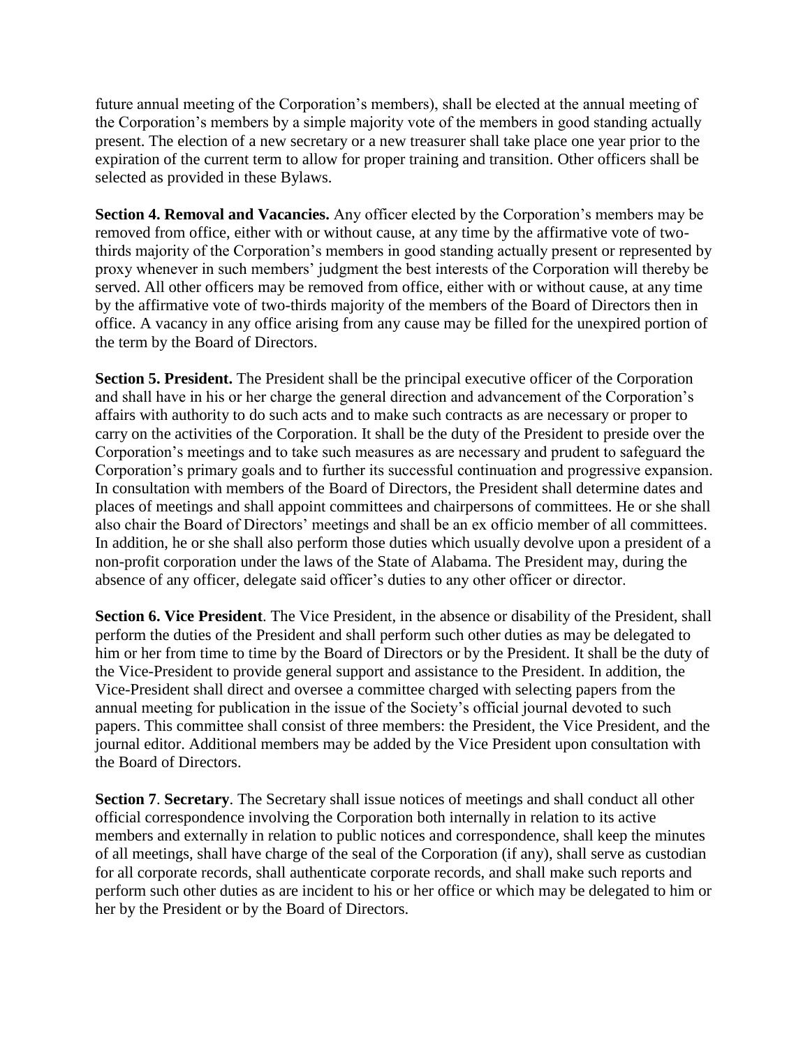future annual meeting of the Corporation's members), shall be elected at the annual meeting of the Corporation's members by a simple majority vote of the members in good standing actually present. The election of a new secretary or a new treasurer shall take place one year prior to the expiration of the current term to allow for proper training and transition. Other officers shall be selected as provided in these Bylaws.

**Section 4. Removal and Vacancies.** Any officer elected by the Corporation's members may be removed from office, either with or without cause, at any time by the affirmative vote of two-thirds majority of the Corporation's members in good standing actually present or represented by proxy whenever in such members' judgment the best interests of the Corporation will thereby be served. All other officers may be removed from office, either with or without cause, at any time by the affirmative vote of two-thirds majority of the members of the Board of Directors then in office. A vacancy in any office arising from any cause may be filled for the unexpired portion of the term by the Board of Directors.

**Section 5. President.** The President shall be the principal executive officer of the Corporation and shall have in his or her charge the general direction and advancement of the Corporation's affairs with authority to do such acts and to make such contracts as are necessary or proper to carry on the activities of the Corporation. It shall be the duty of the President to preside over the Corporation's meetings and to take such measures as are necessary and prudent to safeguard the Corporation's primary goals and to further its successful continuation and progressive expansion. In consultation with members of the Board of Directors, the President shall determine dates and places of meetings and shall appoint committees and chairpersons of committees. He or she shall also chair the Board of Directors' meetings and shall be an ex officio member of all committees. In addition, he or she shall also perform those duties which usually devolve upon a president of a non-profit corporation under the laws of the State of Alabama. The President may, during the absence of any officer, delegate said officer's duties to any other officer or director.

**Section 6. Vice President**. The Vice President, in the absence or disability of the President, shall perform the duties of the President and shall perform such other duties as may be delegated to him or her from time to time by the Board of Directors or by the President. It shall be the duty of the Vice-President to provide general support and assistance to the President. In addition, the Vice-President shall direct and oversee a committee charged with selecting papers from the annual meeting for publication in the issue of the Society's official journal devoted to such papers. This committee shall consist of three members: the President, the Vice President, and the journal editor. Additional members may be added by the Vice President upon consultation with the Board of Directors.

**Section 7**. **Secretary**. The Secretary shall issue notices of meetings and shall conduct all other official correspondence involving the Corporation both internally in relation to its active members and externally in relation to public notices and correspondence, shall keep the minutes of all meetings, shall have charge of the seal of the Corporation (if any), shall serve as custodian for all corporate records, shall authenticate corporate records, and shall make such reports and perform such other duties as are incident to his or her office or which may be delegated to him or her by the President or by the Board of Directors.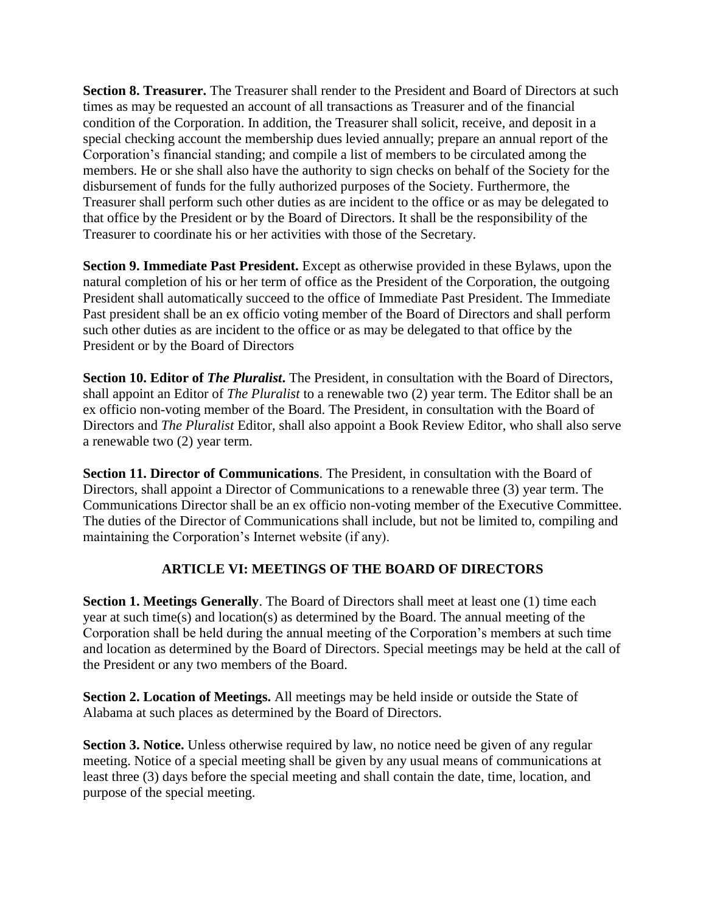**Section 8. Treasurer.** The Treasurer shall render to the President and Board of Directors at such times as may be requested an account of all transactions as Treasurer and of the financial condition of the Corporation. In addition, the Treasurer shall solicit, receive, and deposit in a special checking account the membership dues levied annually; prepare an annual report of the Corporation's financial standing; and compile a list of members to be circulated among the members. He or she shall also have the authority to sign checks on behalf of the Society for the disbursement of funds for the fully authorized purposes of the Society. Furthermore, the Treasurer shall perform such other duties as are incident to the office or as may be delegated to that office by the President or by the Board of Directors. It shall be the responsibility of the Treasurer to coordinate his or her activities with those of the Secretary.

**Section 9. Immediate Past President.** Except as otherwise provided in these Bylaws, upon the natural completion of his or her term of office as the President of the Corporation, the outgoing President shall automatically succeed to the office of Immediate Past President. The Immediate Past president shall be an ex officio voting member of the Board of Directors and shall perform such other duties as are incident to the office or as may be delegated to that office by the President or by the Board of Directors

**Section 10. Editor of *The Pluralist*.** The President, in consultation with the Board of Directors, shall appoint an Editor of *The Pluralist* to a renewable two (2) year term. The Editor shall be an ex officio non-voting member of the Board. The President, in consultation with the Board of Directors and *The Pluralist* Editor, shall also appoint a Book Review Editor, who shall also serve a renewable two (2) year term.

**Section 11. Director of Communications**. The President, in consultation with the Board of Directors, shall appoint a Director of Communications to a renewable three (3) year term. The Communications Director shall be an ex officio non-voting member of the Executive Committee. The duties of the Director of Communications shall include, but not be limited to, compiling and maintaining the Corporation's Internet website (if any).

## ARTICLE VI: MEETINGS OF THE BOARD OF DIRECTORS

**Section 1. Meetings Generally**. The Board of Directors shall meet at least one (1) time each year at such time(s) and location(s) as determined by the Board. The annual meeting of the Corporation shall be held during the annual meeting of the Corporation's members at such time and location as determined by the Board of Directors. Special meetings may be held at the call of the President or any two members of the Board.

**Section 2. Location of Meetings.** All meetings may be held inside or outside the State of Alabama at such places as determined by the Board of Directors.

**Section 3. Notice.** Unless otherwise required by law, no notice need be given of any regular meeting. Notice of a special meeting shall be given by any usual means of communications at least three (3) days before the special meeting and shall contain the date, time, location, and purpose of the special meeting.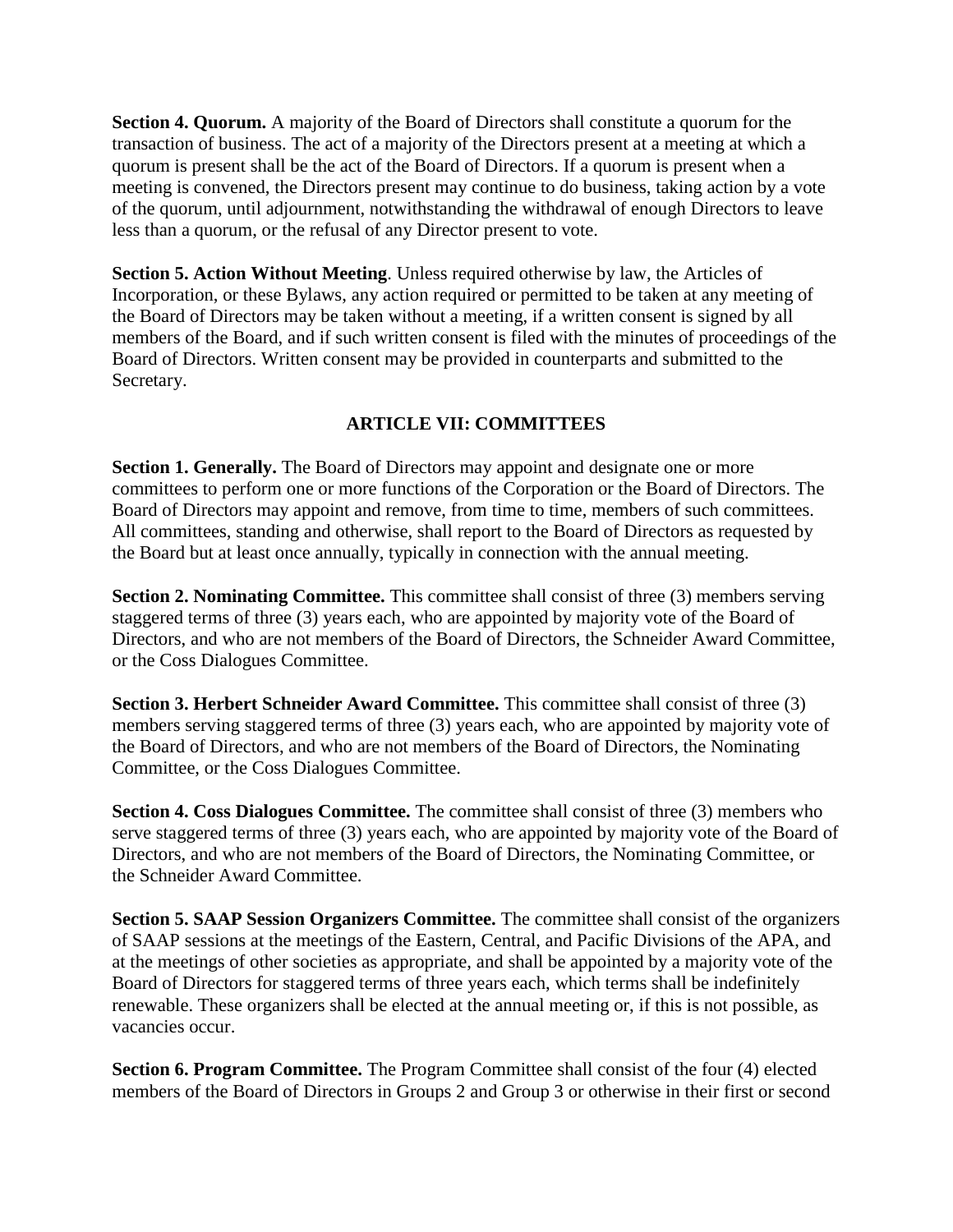**Section 4. Quorum.** A majority of the Board of Directors shall constitute a quorum for the transaction of business. The act of a majority of the Directors present at a meeting at which a quorum is present shall be the act of the Board of Directors. If a quorum is present when a meeting is convened, the Directors present may continue to do business, taking action by a vote of the quorum, until adjournment, notwithstanding the withdrawal of enough Directors to leave less than a quorum, or the refusal of any Director present to vote.

**Section 5. Action Without Meeting**. Unless required otherwise by law, the Articles of Incorporation, or these Bylaws, any action required or permitted to be taken at any meeting of the Board of Directors may be taken without a meeting, if a written consent is signed by all members of the Board, and if such written consent is filed with the minutes of proceedings of the Board of Directors. Written consent may be provided in counterparts and submitted to the Secretary.

## ARTICLE VII: COMMITTEES

**Section 1. Generally.** The Board of Directors may appoint and designate one or more committees to perform one or more functions of the Corporation or the Board of Directors. The Board of Directors may appoint and remove, from time to time, members of such committees. All committees, standing and otherwise, shall report to the Board of Directors as requested by the Board but at least once annually, typically in connection with the annual meeting.

**Section 2. Nominating Committee.** This committee shall consist of three (3) members serving staggered terms of three (3) years each, who are appointed by majority vote of the Board of Directors, and who are not members of the Board of Directors, the Schneider Award Committee, or the Coss Dialogues Committee.

**Section 3. Herbert Schneider Award Committee.** This committee shall consist of three (3) members serving staggered terms of three (3) years each, who are appointed by majority vote of the Board of Directors, and who are not members of the Board of Directors, the Nominating Committee, or the Coss Dialogues Committee.

**Section 4. Coss Dialogues Committee.** The committee shall consist of three (3) members who serve staggered terms of three (3) years each, who are appointed by majority vote of the Board of Directors, and who are not members of the Board of Directors, the Nominating Committee, or the Schneider Award Committee.

**Section 5. SAAP Session Organizers Committee.** The committee shall consist of the organizers of SAAP sessions at the meetings of the Eastern, Central, and Pacific Divisions of the APA, and at the meetings of other societies as appropriate, and shall be appointed by a majority vote of the Board of Directors for staggered terms of three years each, which terms shall be indefinitely renewable. These organizers shall be elected at the annual meeting or, if this is not possible, as vacancies occur.

**Section 6. Program Committee.** The Program Committee shall consist of the four (4) elected members of the Board of Directors in Groups 2 and Group 3 or otherwise in their first or second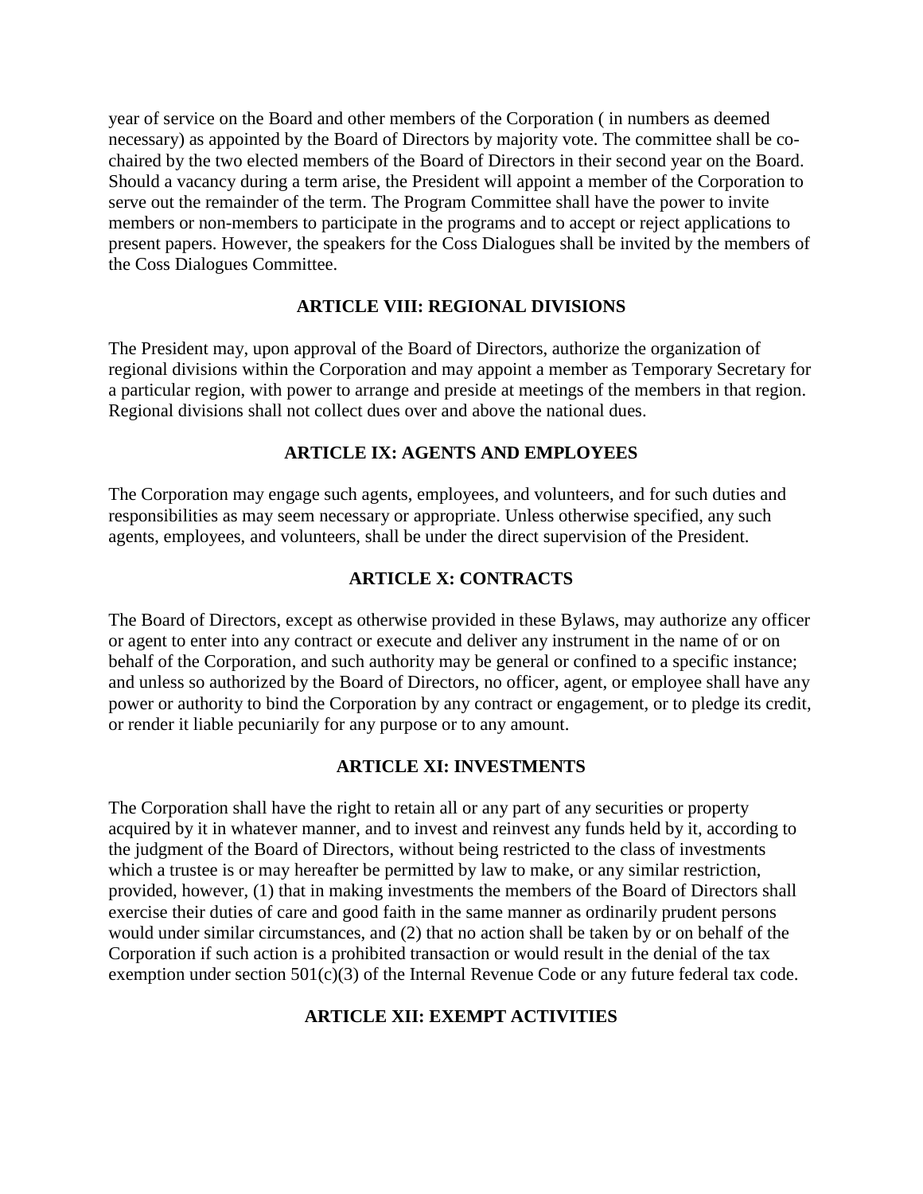year of service on the Board and other members of the Corporation ( in numbers as deemed necessary) as appointed by the Board of Directors by majority vote. The committee shall be co-chaired by the two elected members of the Board of Directors in their second year on the Board. Should a vacancy during a term arise, the President will appoint a member of the Corporation to serve out the remainder of the term. The Program Committee shall have the power to invite members or non-members to participate in the programs and to accept or reject applications to present papers. However, the speakers for the Coss Dialogues shall be invited by the members of the Coss Dialogues Committee.

## ARTICLE VIII: REGIONAL DIVISIONS

The President may, upon approval of the Board of Directors, authorize the organization of regional divisions within the Corporation and may appoint a member as Temporary Secretary for a particular region, with power to arrange and preside at meetings of the members in that region. Regional divisions shall not collect dues over and above the national dues.

## ARTICLE IX: AGENTS AND EMPLOYEES

The Corporation may engage such agents, employees, and volunteers, and for such duties and responsibilities as may seem necessary or appropriate. Unless otherwise specified, any such agents, employees, and volunteers, shall be under the direct supervision of the President.

## ARTICLE X: CONTRACTS

The Board of Directors, except as otherwise provided in these Bylaws, may authorize any officer or agent to enter into any contract or execute and deliver any instrument in the name of or on behalf of the Corporation, and such authority may be general or confined to a specific instance; and unless so authorized by the Board of Directors, no officer, agent, or employee shall have any power or authority to bind the Corporation by any contract or engagement, or to pledge its credit, or render it liable pecuniarily for any purpose or to any amount.

## ARTICLE XI: INVESTMENTS

The Corporation shall have the right to retain all or any part of any securities or property acquired by it in whatever manner, and to invest and reinvest any funds held by it, according to the judgment of the Board of Directors, without being restricted to the class of investments which a trustee is or may hereafter be permitted by law to make, or any similar restriction, provided, however, (1) that in making investments the members of the Board of Directors shall exercise their duties of care and good faith in the same manner as ordinarily prudent persons would under similar circumstances, and (2) that no action shall be taken by or on behalf of the Corporation if such action is a prohibited transaction or would result in the denial of the tax exemption under section 501(c)(3) of the Internal Revenue Code or any future federal tax code.

## ARTICLE XII: EXEMPT ACTIVITIES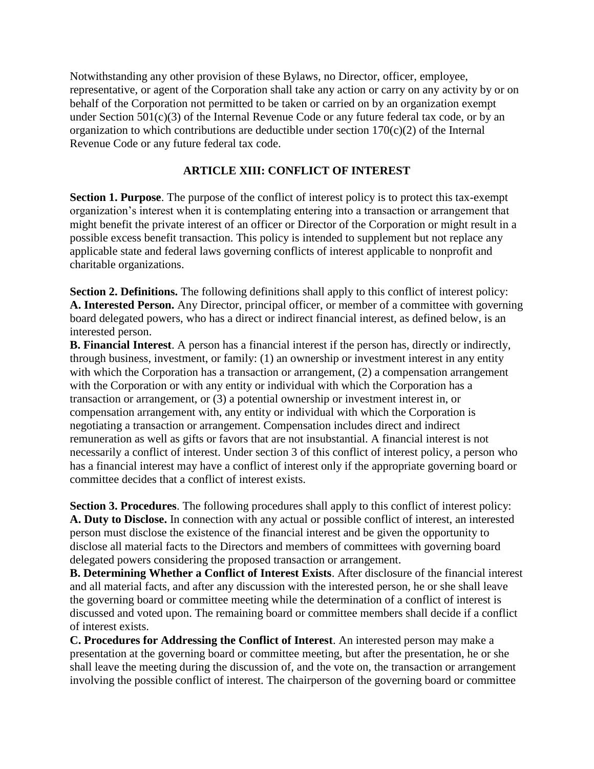Notwithstanding any other provision of these Bylaws, no Director, officer, employee, representative, or agent of the Corporation shall take any action or carry on any activity by or on behalf of the Corporation not permitted to be taken or carried on by an organization exempt under Section 501(c)(3) of the Internal Revenue Code or any future federal tax code, or by an organization to which contributions are deductible under section 170(c)(2) of the Internal Revenue Code or any future federal tax code.

## ARTICLE XIII: CONFLICT OF INTEREST

**Section 1. Purpose**. The purpose of the conflict of interest policy is to protect this tax-exempt organization's interest when it is contemplating entering into a transaction or arrangement that might benefit the private interest of an officer or Director of the Corporation or might result in a possible excess benefit transaction. This policy is intended to supplement but not replace any applicable state and federal laws governing conflicts of interest applicable to nonprofit and charitable organizations.

**Section 2. Definitions.** The following definitions shall apply to this conflict of interest policy:
**A. Interested Person.** Any Director, principal officer, or member of a committee with governing board delegated powers, who has a direct or indirect financial interest, as defined below, is an interested person.
**B. Financial Interest**. A person has a financial interest if the person has, directly or indirectly, through business, investment, or family: (1) an ownership or investment interest in any entity with which the Corporation has a transaction or arrangement, (2) a compensation arrangement with the Corporation or with any entity or individual with which the Corporation has a transaction or arrangement, or (3) a potential ownership or investment interest in, or compensation arrangement with, any entity or individual with which the Corporation is negotiating a transaction or arrangement. Compensation includes direct and indirect remuneration as well as gifts or favors that are not insubstantial. A financial interest is not necessarily a conflict of interest. Under section 3 of this conflict of interest policy, a person who has a financial interest may have a conflict of interest only if the appropriate governing board or committee decides that a conflict of interest exists.

**Section 3. Procedures**. The following procedures shall apply to this conflict of interest policy:
**A. Duty to Disclose.** In connection with any actual or possible conflict of interest, an interested person must disclose the existence of the financial interest and be given the opportunity to disclose all material facts to the Directors and members of committees with governing board delegated powers considering the proposed transaction or arrangement.
**B. Determining Whether a Conflict of Interest Exists**. After disclosure of the financial interest and all material facts, and after any discussion with the interested person, he or she shall leave the governing board or committee meeting while the determination of a conflict of interest is discussed and voted upon. The remaining board or committee members shall decide if a conflict of interest exists.
**C. Procedures for Addressing the Conflict of Interest**. An interested person may make a presentation at the governing board or committee meeting, but after the presentation, he or she shall leave the meeting during the discussion of, and the vote on, the transaction or arrangement involving the possible conflict of interest. The chairperson of the governing board or committee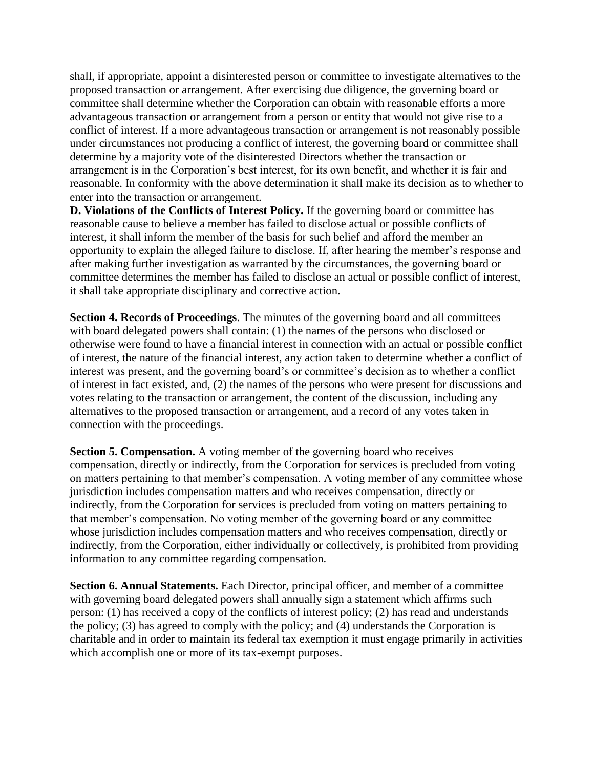shall, if appropriate, appoint a disinterested person or committee to investigate alternatives to the proposed transaction or arrangement. After exercising due diligence, the governing board or committee shall determine whether the Corporation can obtain with reasonable efforts a more advantageous transaction or arrangement from a person or entity that would not give rise to a conflict of interest. If a more advantageous transaction or arrangement is not reasonably possible under circumstances not producing a conflict of interest, the governing board or committee shall determine by a majority vote of the disinterested Directors whether the transaction or arrangement is in the Corporation's best interest, for its own benefit, and whether it is fair and reasonable. In conformity with the above determination it shall make its decision as to whether to enter into the transaction or arrangement.

**D. Violations of the Conflicts of Interest Policy.** If the governing board or committee has reasonable cause to believe a member has failed to disclose actual or possible conflicts of interest, it shall inform the member of the basis for such belief and afford the member an opportunity to explain the alleged failure to disclose. If, after hearing the member's response and after making further investigation as warranted by the circumstances, the governing board or committee determines the member has failed to disclose an actual or possible conflict of interest, it shall take appropriate disciplinary and corrective action.

**Section 4. Records of Proceedings**. The minutes of the governing board and all committees with board delegated powers shall contain: (1) the names of the persons who disclosed or otherwise were found to have a financial interest in connection with an actual or possible conflict of interest, the nature of the financial interest, any action taken to determine whether a conflict of interest was present, and the governing board's or committee's decision as to whether a conflict of interest in fact existed, and, (2) the names of the persons who were present for discussions and votes relating to the transaction or arrangement, the content of the discussion, including any alternatives to the proposed transaction or arrangement, and a record of any votes taken in connection with the proceedings.

**Section 5. Compensation.** A voting member of the governing board who receives compensation, directly or indirectly, from the Corporation for services is precluded from voting on matters pertaining to that member's compensation. A voting member of any committee whose jurisdiction includes compensation matters and who receives compensation, directly or indirectly, from the Corporation for services is precluded from voting on matters pertaining to that member's compensation. No voting member of the governing board or any committee whose jurisdiction includes compensation matters and who receives compensation, directly or indirectly, from the Corporation, either individually or collectively, is prohibited from providing information to any committee regarding compensation.

**Section 6. Annual Statements.** Each Director, principal officer, and member of a committee with governing board delegated powers shall annually sign a statement which affirms such person: (1) has received a copy of the conflicts of interest policy; (2) has read and understands the policy; (3) has agreed to comply with the policy; and (4) understands the Corporation is charitable and in order to maintain its federal tax exemption it must engage primarily in activities which accomplish one or more of its tax-exempt purposes.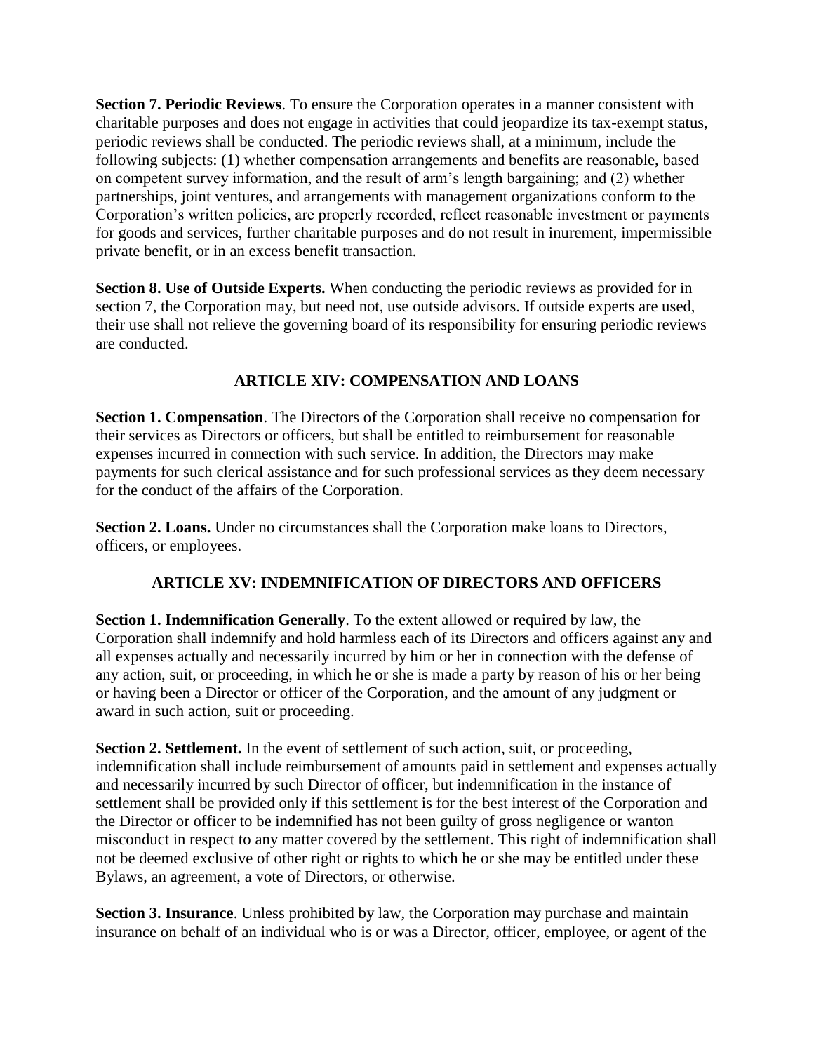**Section 7. Periodic Reviews**. To ensure the Corporation operates in a manner consistent with charitable purposes and does not engage in activities that could jeopardize its tax-exempt status, periodic reviews shall be conducted. The periodic reviews shall, at a minimum, include the following subjects: (1) whether compensation arrangements and benefits are reasonable, based on competent survey information, and the result of arm's length bargaining; and (2) whether partnerships, joint ventures, and arrangements with management organizations conform to the Corporation's written policies, are properly recorded, reflect reasonable investment or payments for goods and services, further charitable purposes and do not result in inurement, impermissible private benefit, or in an excess benefit transaction.

**Section 8. Use of Outside Experts.** When conducting the periodic reviews as provided for in section 7, the Corporation may, but need not, use outside advisors. If outside experts are used, their use shall not relieve the governing board of its responsibility for ensuring periodic reviews are conducted.

## ARTICLE XIV: COMPENSATION AND LOANS

**Section 1. Compensation**. The Directors of the Corporation shall receive no compensation for their services as Directors or officers, but shall be entitled to reimbursement for reasonable expenses incurred in connection with such service. In addition, the Directors may make payments for such clerical assistance and for such professional services as they deem necessary for the conduct of the affairs of the Corporation.

**Section 2. Loans.** Under no circumstances shall the Corporation make loans to Directors, officers, or employees.

## ARTICLE XV: INDEMNIFICATION OF DIRECTORS AND OFFICERS

**Section 1. Indemnification Generally**. To the extent allowed or required by law, the Corporation shall indemnify and hold harmless each of its Directors and officers against any and all expenses actually and necessarily incurred by him or her in connection with the defense of any action, suit, or proceeding, in which he or she is made a party by reason of his or her being or having been a Director or officer of the Corporation, and the amount of any judgment or award in such action, suit or proceeding.

**Section 2. Settlement.** In the event of settlement of such action, suit, or proceeding, indemnification shall include reimbursement of amounts paid in settlement and expenses actually and necessarily incurred by such Director of officer, but indemnification in the instance of settlement shall be provided only if this settlement is for the best interest of the Corporation and the Director or officer to be indemnified has not been guilty of gross negligence or wanton misconduct in respect to any matter covered by the settlement. This right of indemnification shall not be deemed exclusive of other right or rights to which he or she may be entitled under these Bylaws, an agreement, a vote of Directors, or otherwise.

**Section 3. Insurance**. Unless prohibited by law, the Corporation may purchase and maintain insurance on behalf of an individual who is or was a Director, officer, employee, or agent of the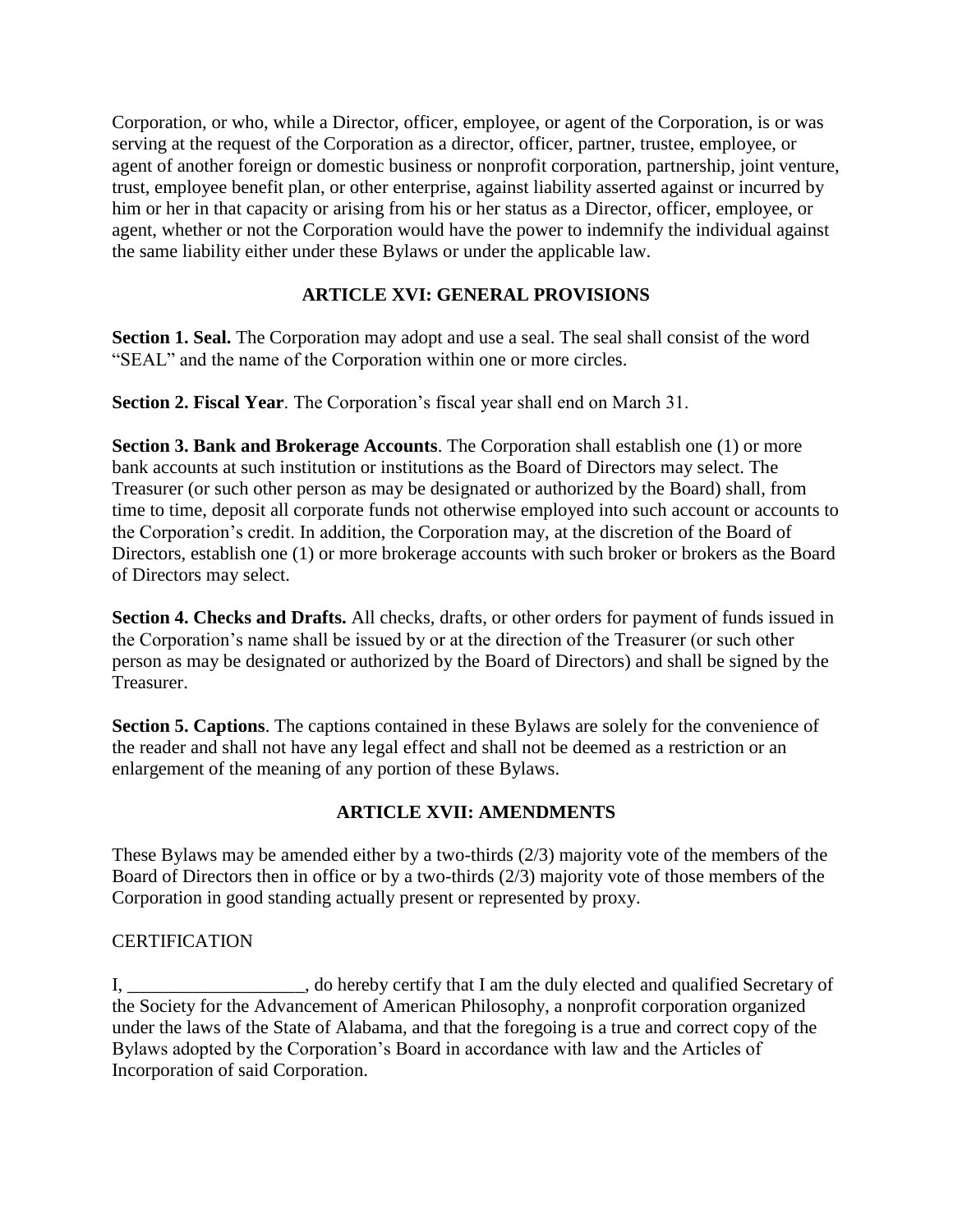Corporation, or who, while a Director, officer, employee, or agent of the Corporation, is or was serving at the request of the Corporation as a director, officer, partner, trustee, employee, or agent of another foreign or domestic business or nonprofit corporation, partnership, joint venture, trust, employee benefit plan, or other enterprise, against liability asserted against or incurred by him or her in that capacity or arising from his or her status as a Director, officer, employee, or agent, whether or not the Corporation would have the power to indemnify the individual against the same liability either under these Bylaws or under the applicable law.

## ARTICLE XVI: GENERAL PROVISIONS

**Section 1. Seal.** The Corporation may adopt and use a seal. The seal shall consist of the word "SEAL" and the name of the Corporation within one or more circles.

**Section 2. Fiscal Year**. The Corporation's fiscal year shall end on March 31.

**Section 3. Bank and Brokerage Accounts**. The Corporation shall establish one (1) or more bank accounts at such institution or institutions as the Board of Directors may select. The Treasurer (or such other person as may be designated or authorized by the Board) shall, from time to time, deposit all corporate funds not otherwise employed into such account or accounts to the Corporation's credit. In addition, the Corporation may, at the discretion of the Board of Directors, establish one (1) or more brokerage accounts with such broker or brokers as the Board of Directors may select.

**Section 4. Checks and Drafts.** All checks, drafts, or other orders for payment of funds issued in the Corporation's name shall be issued by or at the direction of the Treasurer (or such other person as may be designated or authorized by the Board of Directors) and shall be signed by the Treasurer.

**Section 5. Captions**. The captions contained in these Bylaws are solely for the convenience of the reader and shall not have any legal effect and shall not be deemed as a restriction or an enlargement of the meaning of any portion of these Bylaws.

## ARTICLE XVII: AMENDMENTS

These Bylaws may be amended either by a two-thirds (2/3) majority vote of the members of the Board of Directors then in office or by a two-thirds (2/3) majority vote of those members of the Corporation in good standing actually present or represented by proxy.

CERTIFICATION

I, ___________________, do hereby certify that I am the duly elected and qualified Secretary of the Society for the Advancement of American Philosophy, a nonprofit corporation organized under the laws of the State of Alabama, and that the foregoing is a true and correct copy of the Bylaws adopted by the Corporation's Board in accordance with law and the Articles of Incorporation of said Corporation.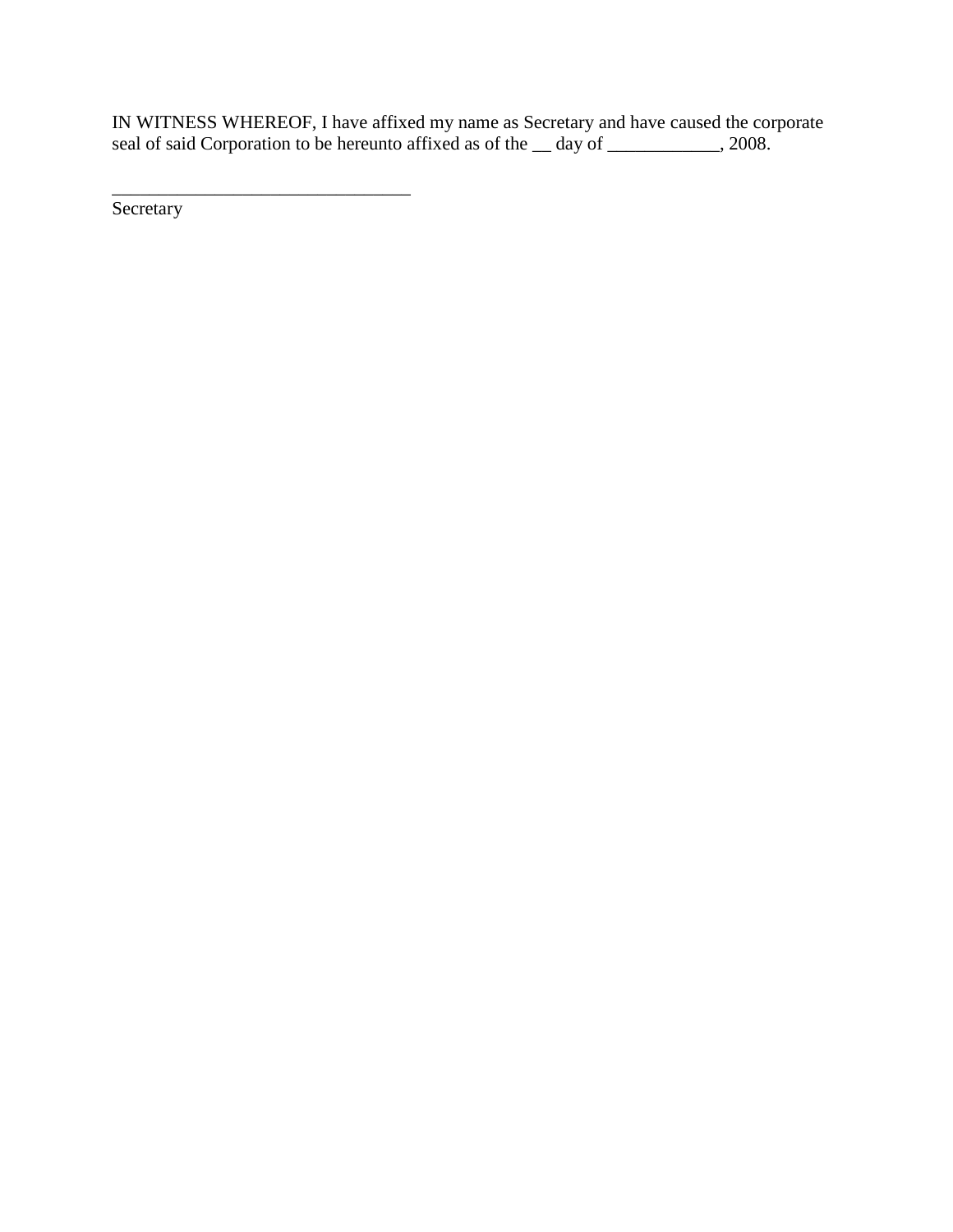IN WITNESS WHEREOF, I have affixed my name as Secretary and have caused the corporate seal of said Corporation to be hereunto affixed as of the __ day of ____________, 2008.

_________________________________
Secretary